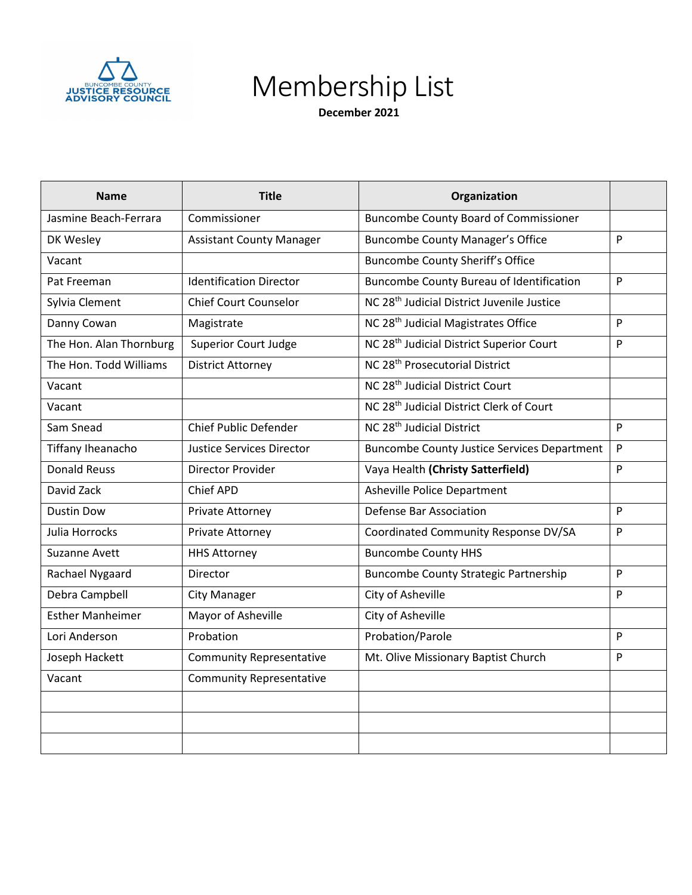BUNCOMBE COUNTY
JUSTICE RESOURCE
ADVISORY COUNCIL

# Membership List

**December 2021**

| Name | Title | Organization | |
|---|---|---|---|
| Jasmine Beach-Ferrara | Commissioner | Buncombe County Board of Commissioner | |
| DK Wesley | Assistant County Manager | Buncombe County Manager's Office | P |
| Vacant | | Buncombe County Sheriff's Office | |
| Pat Freeman | Identification Director | Buncombe County Bureau of Identification | P |
| Sylvia Clement | Chief Court Counselor | NC 28th Judicial District Juvenile Justice | |
| Danny Cowan | Magistrate | NC 28th Judicial Magistrates Office | P |
| The Hon. Alan Thornburg | Superior Court Judge | NC 28th Judicial District Superior Court | P |
| The Hon. Todd Williams | District Attorney | NC 28th Prosecutorial District | |
| Vacant | | NC 28th Judicial District Court | |
| Vacant | | NC 28th Judicial District Clerk of Court | |
| Sam Snead | Chief Public Defender | NC 28th Judicial District | P |
| Tiffany Iheanacho | Justice Services Director | Buncombe County Justice Services Department | P |
| Donald Reuss | Director Provider | Vaya Health **(Christy Satterfield)** | P |
| David Zack | Chief APD | Asheville Police Department | |
| Dustin Dow | Private Attorney | Defense Bar Association | P |
| Julia Horrocks | Private Attorney | Coordinated Community Response DV/SA | P |
| Suzanne Avett | HHS Attorney | Buncombe County HHS | |
| Rachael Nygaard | Director | Buncombe County Strategic Partnership | P |
| Debra Campbell | City Manager | City of Asheville | P |
| Esther Manheimer | Mayor of Asheville | City of Asheville | |
| Lori Anderson | Probation | Probation/Parole | P |
| Joseph Hackett | Community Representative | Mt. Olive Missionary Baptist Church | P |
| Vacant | Community Representative | | |
| | | | |
| | | | |
| | | | |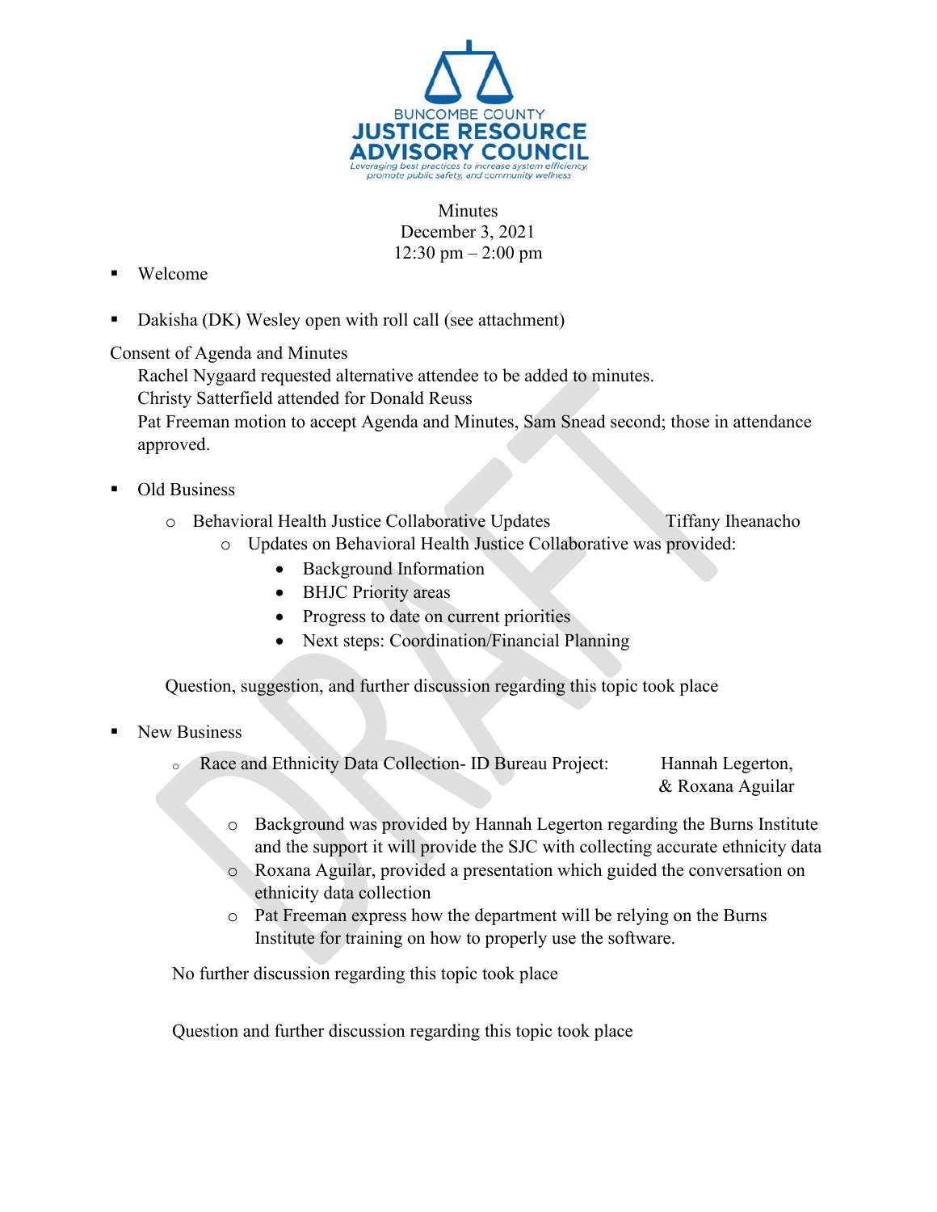Buncome County Justice Resource Advisory Council — *Leveraging best practices to increase system efficiency, promote public safety, and community wellness*

Minutes
December 3, 2021
12:30 pm – 2:00 pm

- Welcome
- Dakisha (DK) Wesley open with roll call (see attachment)

Consent of Agenda and Minutes

Rachel Nygaard requested alternative attendee to be added to minutes.
Christy Satterfield attended for Donald Reuss
Pat Freeman motion to accept Agenda and Minutes, Sam Snead second; those in attendance approved.

- Old Business
  - Behavioral Health Justice Collaborative Updates — Tiffany Iheanacho
    - Updates on Behavioral Health Justice Collaborative was provided:
      - Background Information
      - BHJC Priority areas
      - Progress to date on current priorities
      - Next steps: Coordination/Financial Planning

  Question, suggestion, and further discussion regarding this topic took place

- New Business
  - Race and Ethnicity Data Collection- ID Bureau Project: — Hannah Legerton, & Roxana Aguilar
    - Background was provided by Hannah Legerton regarding the Burns Institute and the support it will provide the SJC with collecting accurate ethnicity data
    - Roxana Aguilar, provided a presentation which guided the conversation on ethnicity data collection
    - Pat Freeman express how the department will be relying on the Burns Institute for training on how to properly use the software.

  No further discussion regarding this topic took place

  Question and further discussion regarding this topic took place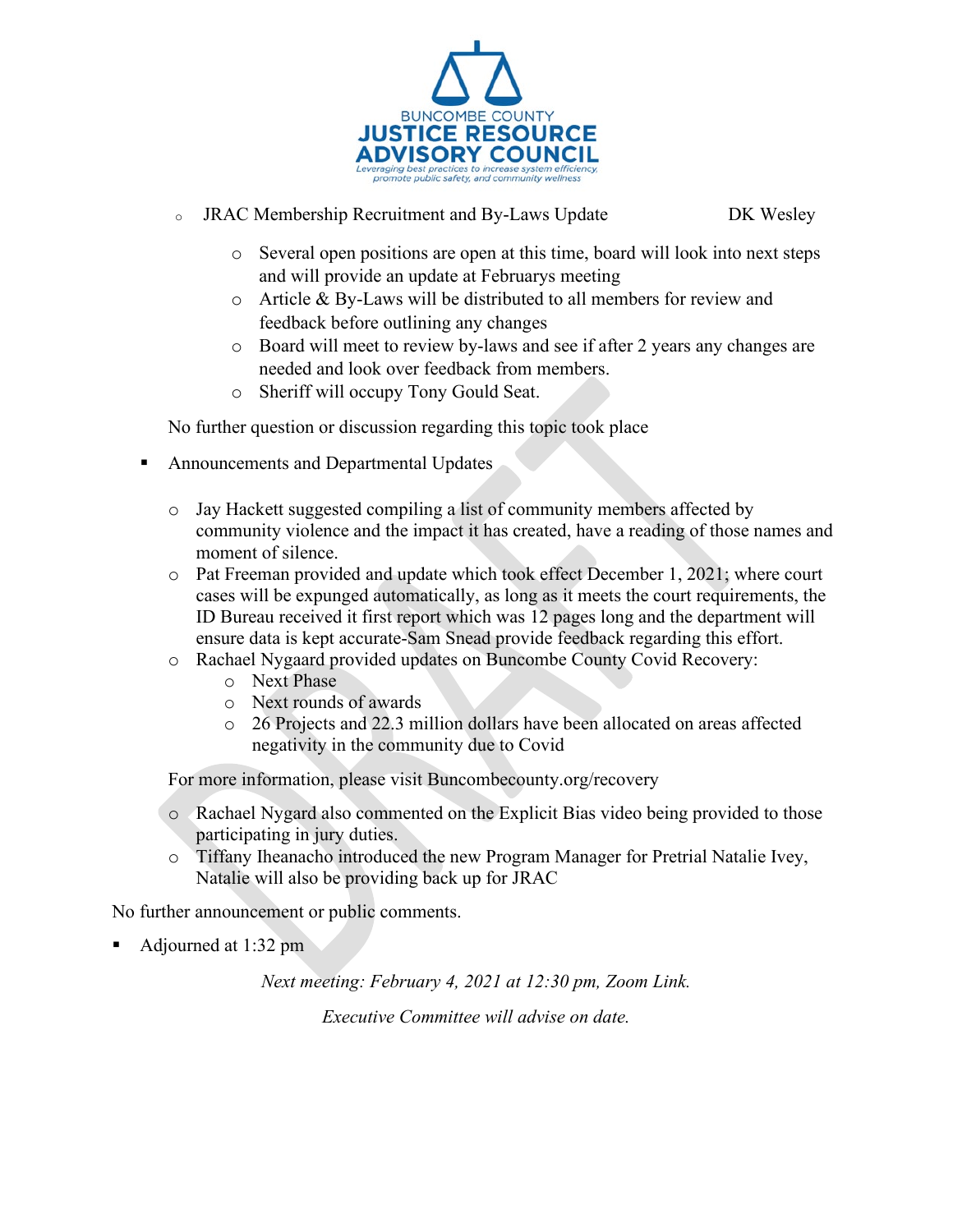BUNCOMBE COUNTY
JUSTICE RESOURCE ADVISORY COUNCIL
*Leveraging best practices to increase system efficiency, promote public safety, and community wellness*

- JRAC Membership Recruitment and By-Laws Update — DK Wesley
  - Several open positions are open at this time, board will look into next steps and will provide an update at Februarys meeting
  - Article & By-Laws will be distributed to all members for review and feedback before outlining any changes
  - Board will meet to review by-laws and see if after 2 years any changes are needed and look over feedback from members.
  - Sheriff will occupy Tony Gould Seat.

No further question or discussion regarding this topic took place

- Announcements and Departmental Updates
  - Jay Hackett suggested compiling a list of community members affected by community violence and the impact it has created, have a reading of those names and moment of silence.
  - Pat Freeman provided and update which took effect December 1, 2021; where court cases will be expunged automatically, as long as it meets the court requirements, the ID Bureau received it first report which was 12 pages long and the department will ensure data is kept accurate-Sam Snead provide feedback regarding this effort.
  - Rachael Nygaard provided updates on Buncombe County Covid Recovery:
    - Next Phase
    - Next rounds of awards
    - 26 Projects and 22.3 million dollars have been allocated on areas affected negativity in the community due to Covid

For more information, please visit Buncombecounty.org/recovery

- Rachael Nygard also commented on the Explicit Bias video being provided to those participating in jury duties.
- Tiffany Iheanacho introduced the new Program Manager for Pretrial Natalie Ivey, Natalie will also be providing back up for JRAC

No further announcement or public comments.

- Adjourned at 1:32 pm

*Next meeting: February 4, 2021 at 12:30 pm, Zoom Link.*

*Executive Committee will advise on date.*